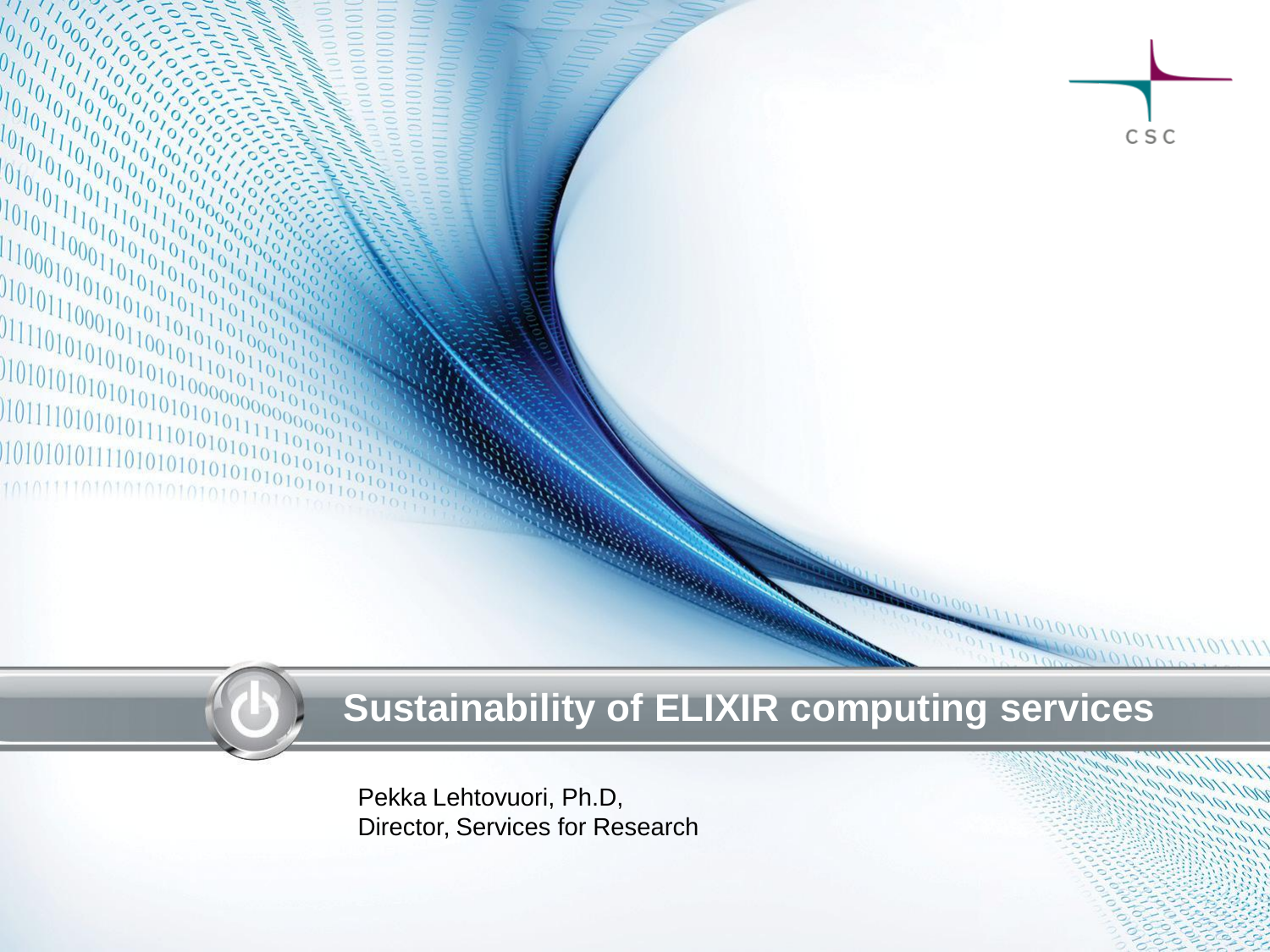# Sustainability of ELIXIR computing services

Pekka Lehtovuori, Ph.D,
Director, Services for Research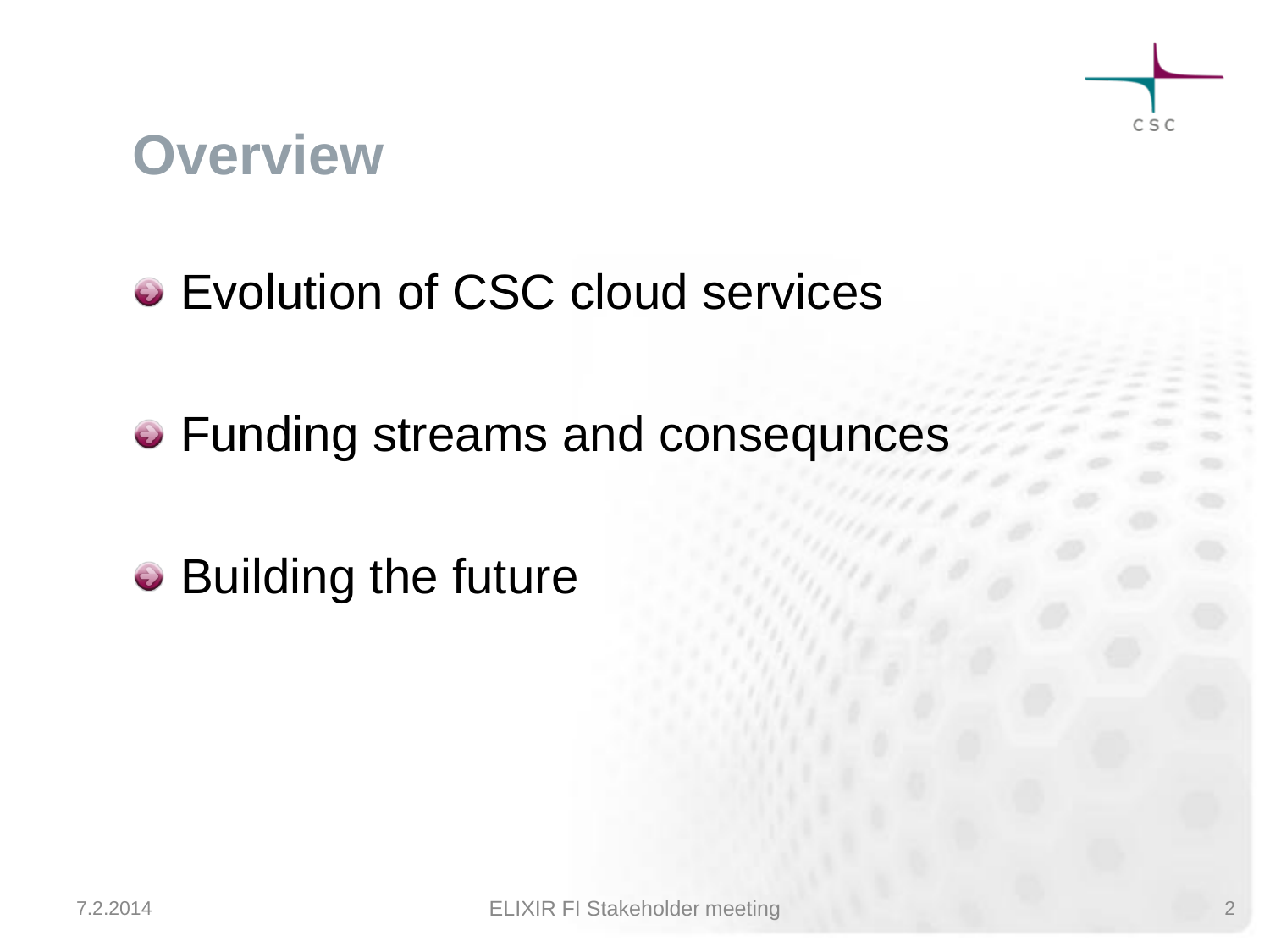# Overview

- Evolution of CSC cloud services
- Funding streams and consequnces
- Building the future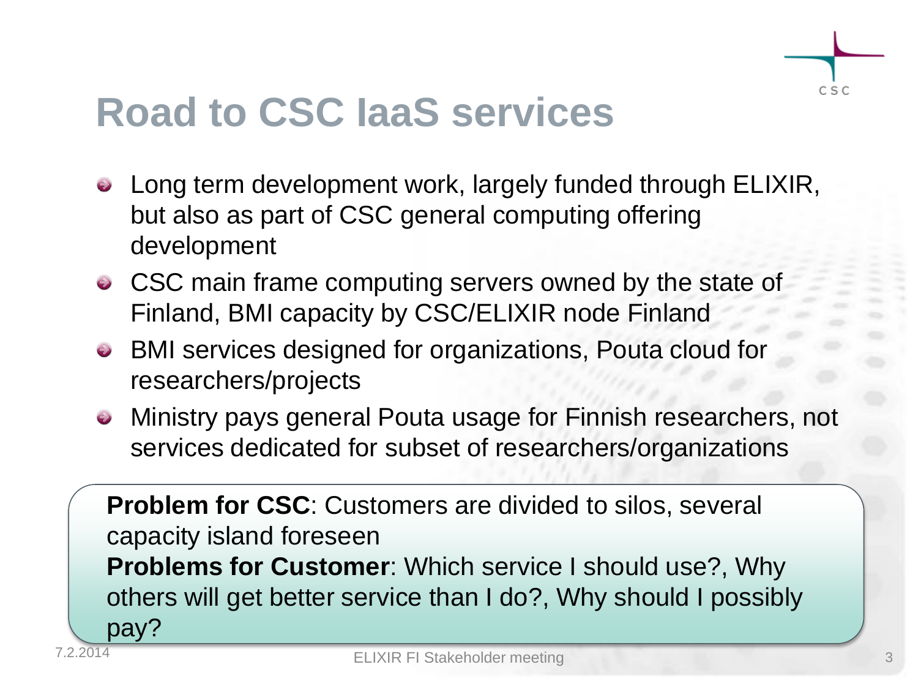# Road to CSC IaaS services

- Long term development work, largely funded through ELIXIR, but also as part of CSC general computing offering development
- CSC main frame computing servers owned by the state of Finland, BMI capacity by CSC/ELIXIR node Finland
- BMI services designed for organizations, Pouta cloud for researchers/projects
- Ministry pays general Pouta usage for Finnish researchers, not services dedicated for subset of researchers/organizations

**Problem for CSC**: Customers are divided to silos, several capacity island foreseen
**Problems for Customer**: Which service I should use?, Why others will get better service than I do?, Why should I possibly pay?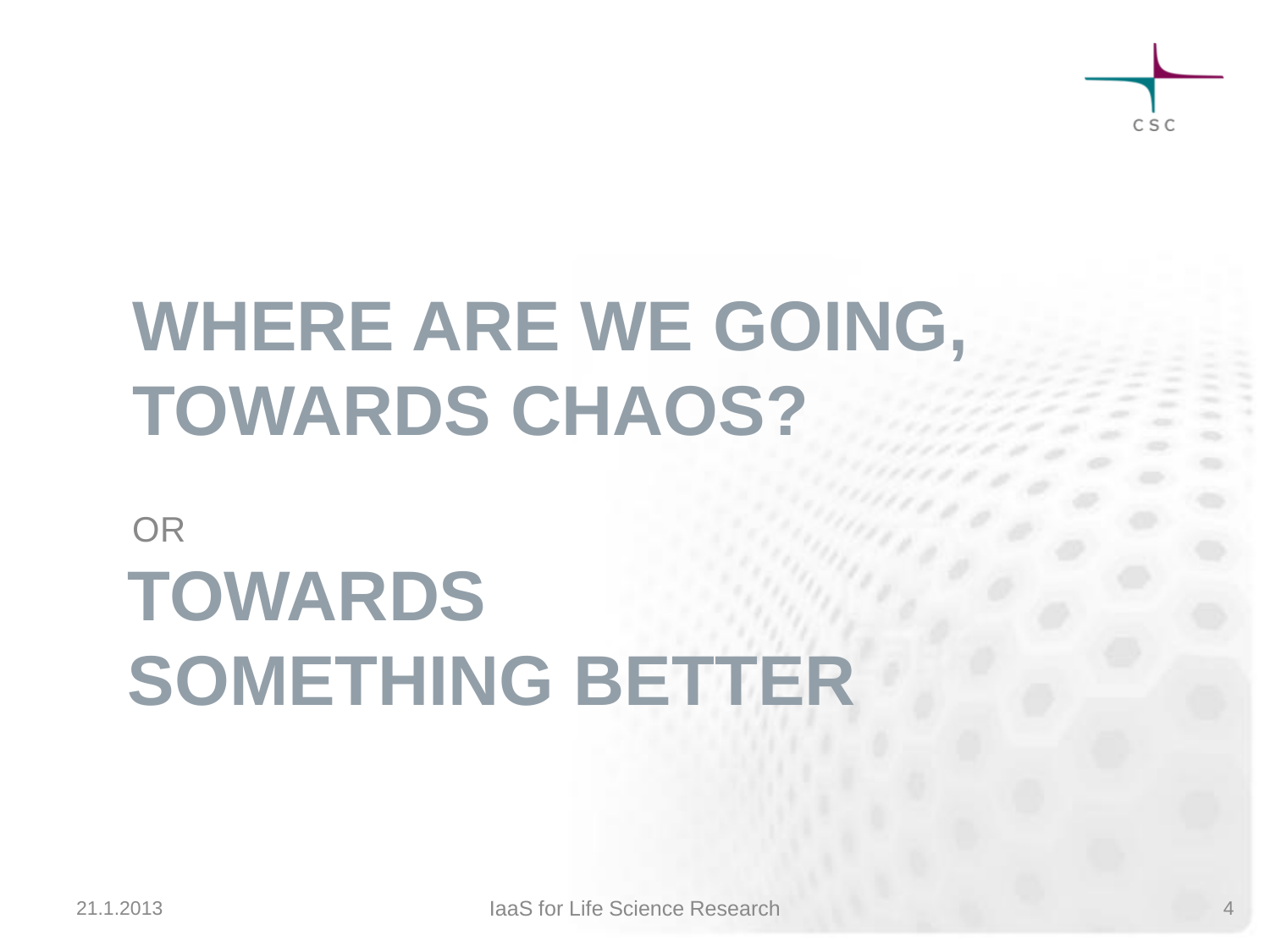# WHERE ARE WE GOING, TOWARDS CHAOS?

OR

# TOWARDS SOMETHING BETTER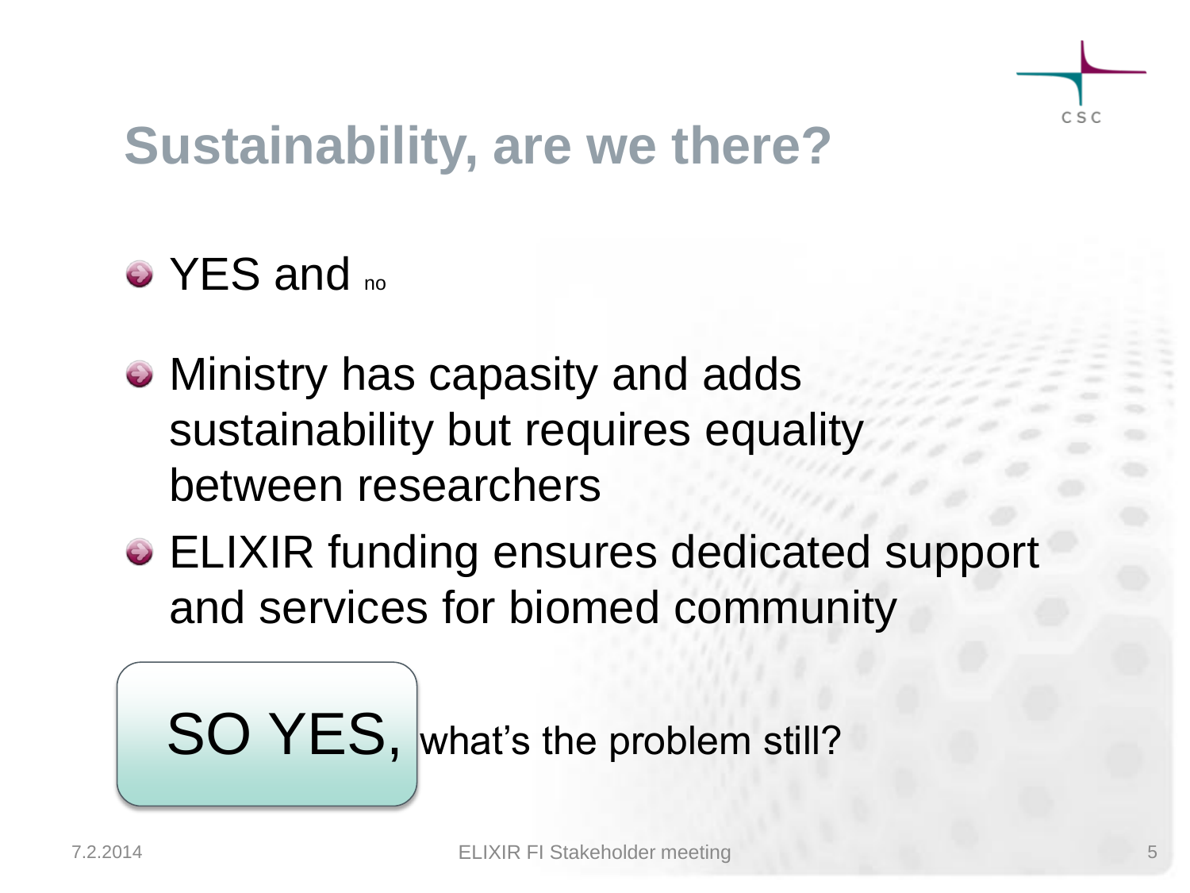# Sustainability, are we there?

- YES and no
- Ministry has capasity and adds sustainability but requires equality between researchers
- ELIXIR funding ensures dedicated support and services for biomed community

SO YES, what's the problem still?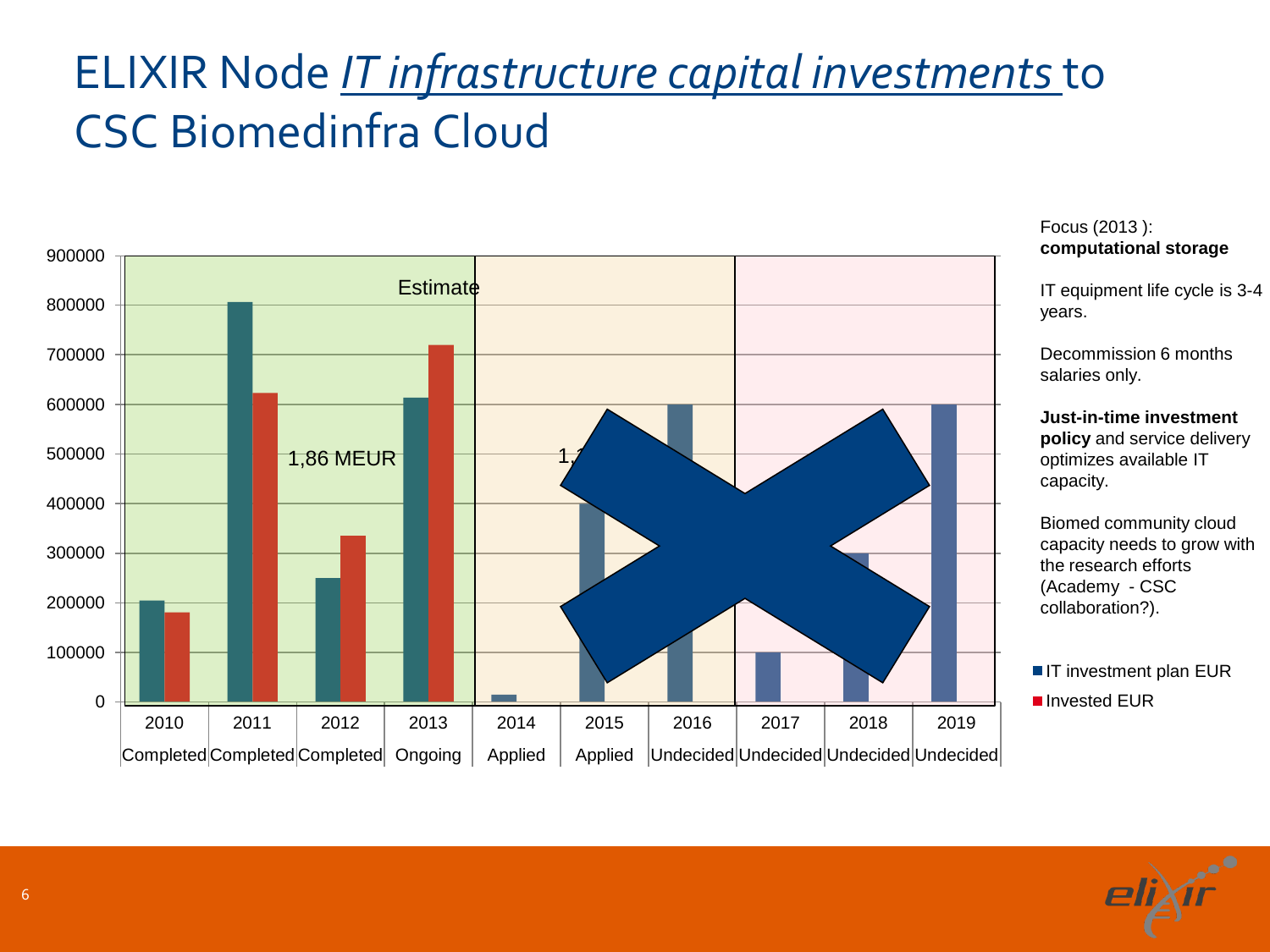# ELIXIR Node *IT infrastructure capital investments* to CSC Biomedinfra Cloud

| Year | Status | IT investment plan EUR | Invested EUR |
|---|---|---|---|
| 2010 | Completed | 205000 | 180000 |
| 2011 | Completed | 805000 | 622000 |
| 2012 | Completed | 250000 | 335000 |
| 2013 | Ongoing | 613000 | 720000 |
| 2014 | Applied | 15000 | |
| 2015 | Applied | 400000 | |
| 2016 | Undecided | 600000 | |
| 2017 | Undecided | 100000 | |
| 2018 | Undecided | 300000 | |
| 2019 | Undecided | 600000 | |

Estimate

1,86 MEUR

1,

Focus (2013 ): **computational storage**

IT equipment life cycle is 3-4 years.

Decommission 6 months salaries only.

**Just-in-time investment policy** and service delivery optimizes available IT capacity.

Biomed community cloud capacity needs to grow with the research efforts (Academy - CSC collaboration?).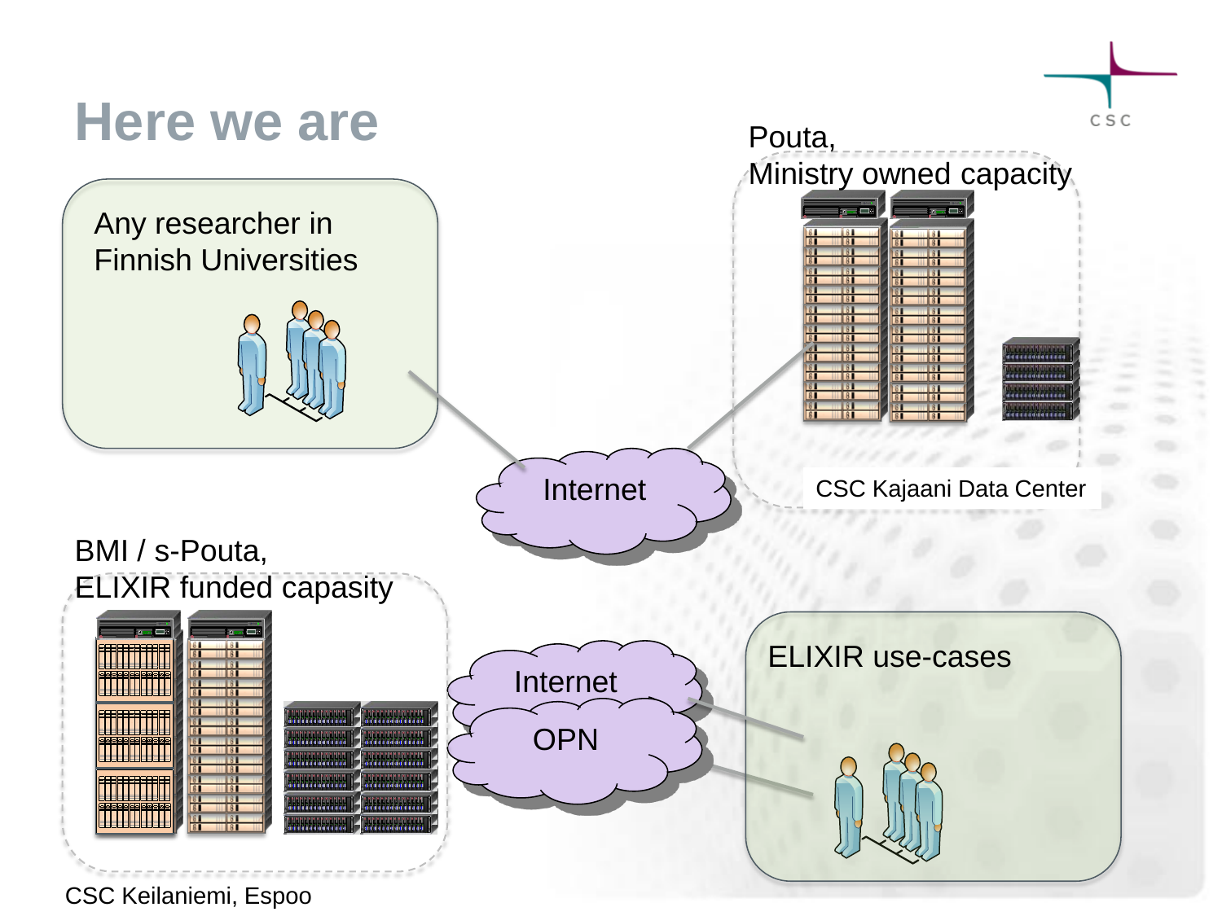# Here we are

Pouta,
Ministry owned capacity

Any researcher in
Finnish Universities

Internet

CSC Kajaani Data Center

BMI / s-Pouta,
ELIXIR funded capasity

Internet

OPN

ELIXIR use-cases

CSC Keilaniemi, Espoo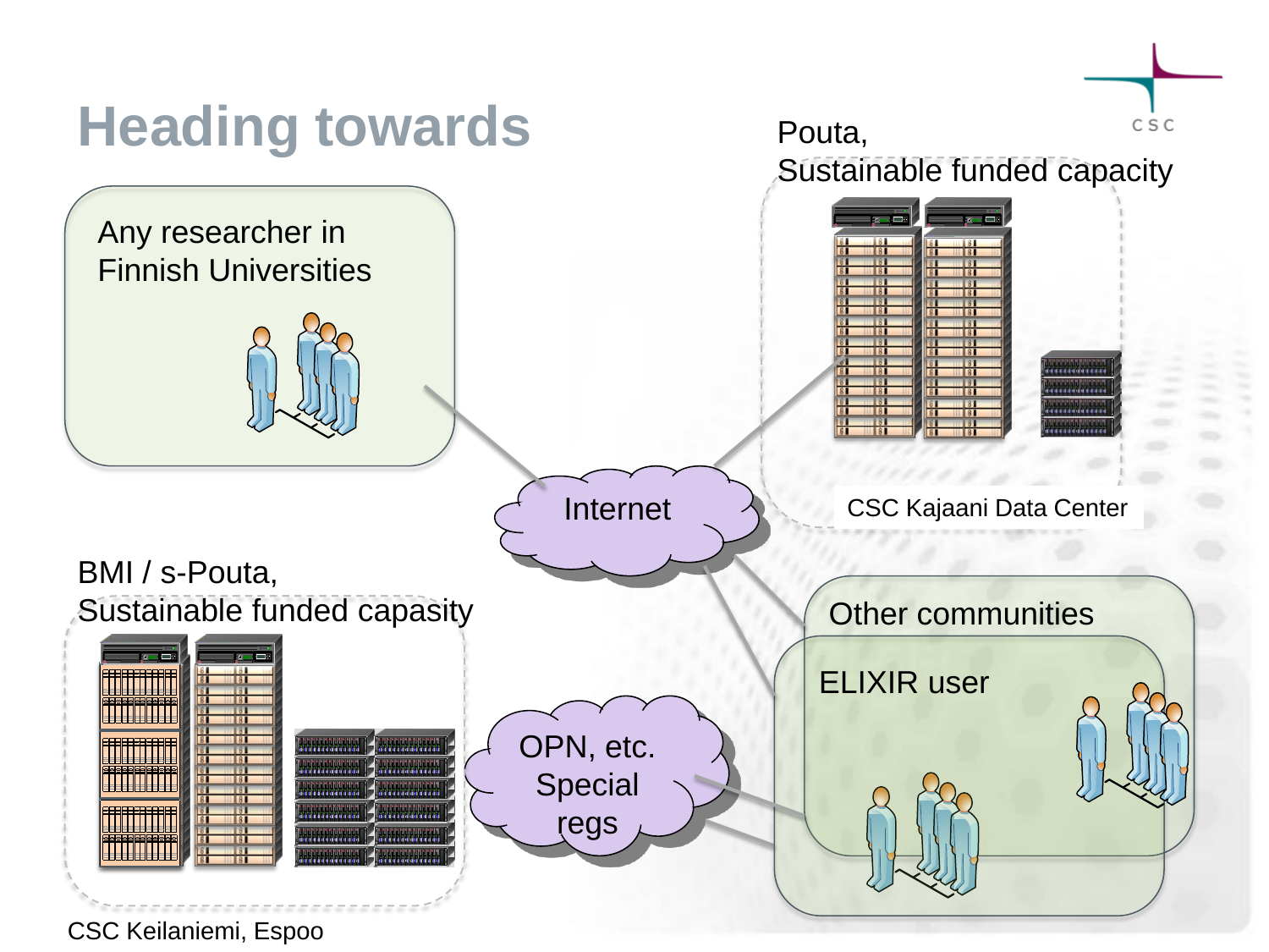# Heading towards

Any researcher in Finnish Universities

Pouta, Sustainable funded capacity

CSC Kajaani Data Center

Internet

BMI / s-Pouta, Sustainable funded capasity

CSC Keilaniemi, Espoo

OPN, etc. Special regs

Other communities

ELIXIR user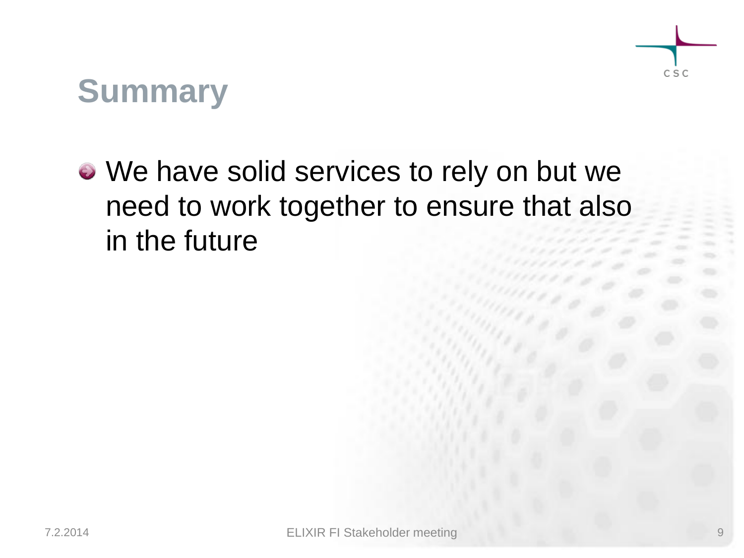# Summary

- We have solid services to rely on but we need to work together to ensure that also in the future